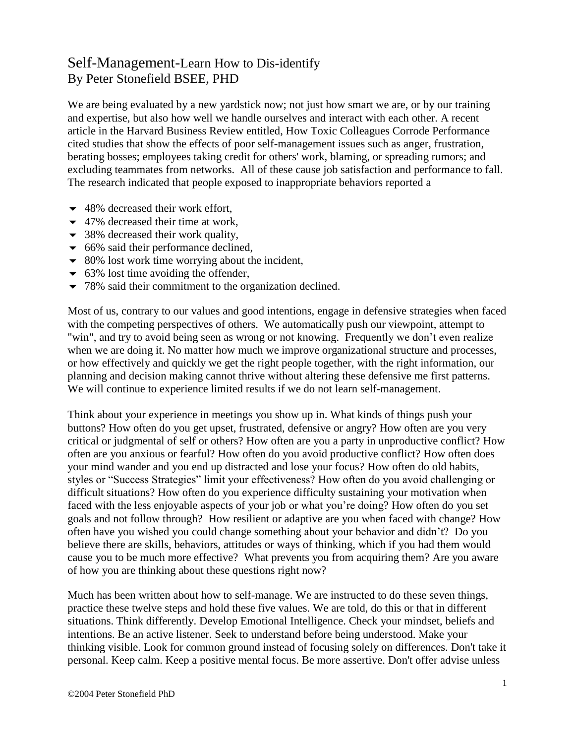# Self-Management-Learn How to Dis-identify

By Peter Stonefield BSEE, PHD

We are being evaluated by a new yardstick now; not just how smart we are, or by our training and expertise, but also how well we handle ourselves and interact with each other. A recent article in the Harvard Business Review entitled, How Toxic Colleagues Corrode Performance cited studies that show the effects of poor self-management issues such as anger, frustration, berating bosses; employees taking credit for others' work, blaming, or spreading rumors; and excluding teammates from networks. All of these cause job satisfaction and performance to fall. The research indicated that people exposed to inappropriate behaviors reported a

- 48% decreased their work effort,
- 47% decreased their time at work,
- 38% decreased their work quality,
- 66% said their performance declined,
- 80% lost work time worrying about the incident,
- 63% lost time avoiding the offender,
- 78% said their commitment to the organization declined.

Most of us, contrary to our values and good intentions, engage in defensive strategies when faced with the competing perspectives of others. We automatically push our viewpoint, attempt to "win", and try to avoid being seen as wrong or not knowing. Frequently we don't even realize when we are doing it. No matter how much we improve organizational structure and processes, or how effectively and quickly we get the right people together, with the right information, our planning and decision making cannot thrive without altering these defensive me first patterns. We will continue to experience limited results if we do not learn self-management.

Think about your experience in meetings you show up in. What kinds of things push your buttons? How often do you get upset, frustrated, defensive or angry? How often are you very critical or judgmental of self or others? How often are you a party in unproductive conflict? How often are you anxious or fearful? How often do you avoid productive conflict? How often does your mind wander and you end up distracted and lose your focus? How often do old habits, styles or "Success Strategies" limit your effectiveness? How often do you avoid challenging or difficult situations? How often do you experience difficulty sustaining your motivation when faced with the less enjoyable aspects of your job or what you're doing? How often do you set goals and not follow through? How resilient or adaptive are you when faced with change? How often have you wished you could change something about your behavior and didn't? Do you believe there are skills, behaviors, attitudes or ways of thinking, which if you had them would cause you to be much more effective? What prevents you from acquiring them? Are you aware of how you are thinking about these questions right now?

Much has been written about how to self-manage. We are instructed to do these seven things, practice these twelve steps and hold these five values. We are told, do this or that in different situations. Think differently. Develop Emotional Intelligence. Check your mindset, beliefs and intentions. Be an active listener. Seek to understand before being understood. Make your thinking visible. Look for common ground instead of focusing solely on differences. Don't take it personal. Keep calm. Keep a positive mental focus. Be more assertive. Don't offer advise unless

©2004 Peter Stonefield PhD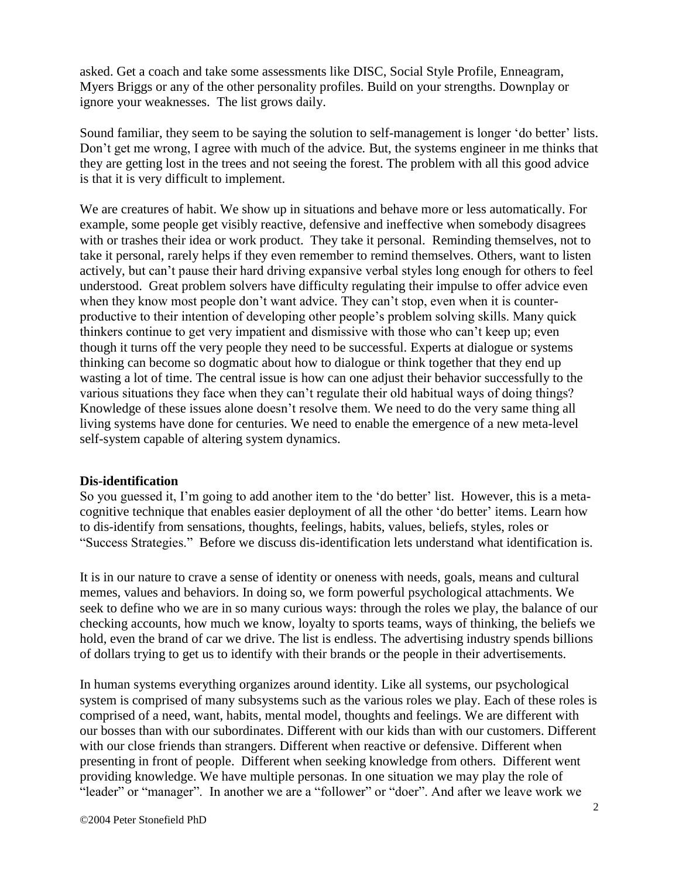asked. Get a coach and take some assessments like DISC, Social Style Profile, Enneagram, Myers Briggs or any of the other personality profiles. Build on your strengths. Downplay or ignore your weaknesses. The list grows daily.

Sound familiar, they seem to be saying the solution to self-management is longer 'do better' lists. Don't get me wrong, I agree with much of the advice. But, the systems engineer in me thinks that they are getting lost in the trees and not seeing the forest. The problem with all this good advice is that it is very difficult to implement.

We are creatures of habit. We show up in situations and behave more or less automatically. For example, some people get visibly reactive, defensive and ineffective when somebody disagrees with or trashes their idea or work product. They take it personal. Reminding themselves, not to take it personal, rarely helps if they even remember to remind themselves. Others, want to listen actively, but can't pause their hard driving expansive verbal styles long enough for others to feel understood. Great problem solvers have difficulty regulating their impulse to offer advice even when they know most people don't want advice. They can't stop, even when it is counter-productive to their intention of developing other people's problem solving skills. Many quick thinkers continue to get very impatient and dismissive with those who can't keep up; even though it turns off the very people they need to be successful. Experts at dialogue or systems thinking can become so dogmatic about how to dialogue or think together that they end up wasting a lot of time. The central issue is how can one adjust their behavior successfully to the various situations they face when they can't regulate their old habitual ways of doing things? Knowledge of these issues alone doesn't resolve them. We need to do the very same thing all living systems have done for centuries. We need to enable the emergence of a new meta-level self-system capable of altering system dynamics.

**Dis-identification**

So you guessed it, I'm going to add another item to the 'do better' list. However, this is a meta-cognitive technique that enables easier deployment of all the other 'do better' items. Learn how to dis-identify from sensations, thoughts, feelings, habits, values, beliefs, styles, roles or "Success Strategies." Before we discuss dis-identification lets understand what identification is.

It is in our nature to crave a sense of identity or oneness with needs, goals, means and cultural memes, values and behaviors. In doing so, we form powerful psychological attachments. We seek to define who we are in so many curious ways: through the roles we play, the balance of our checking accounts, how much we know, loyalty to sports teams, ways of thinking, the beliefs we hold, even the brand of car we drive. The list is endless. The advertising industry spends billions of dollars trying to get us to identify with their brands or the people in their advertisements.

In human systems everything organizes around identity. Like all systems, our psychological system is comprised of many subsystems such as the various roles we play. Each of these roles is comprised of a need, want, habits, mental model, thoughts and feelings. We are different with our bosses than with our subordinates. Different with our kids than with our customers. Different with our close friends than strangers. Different when reactive or defensive. Different when presenting in front of people. Different when seeking knowledge from others. Different went providing knowledge. We have multiple personas. In one situation we may play the role of "leader" or "manager". In another we are a "follower" or "doer". And after we leave work we

©2004 Peter Stonefield PhD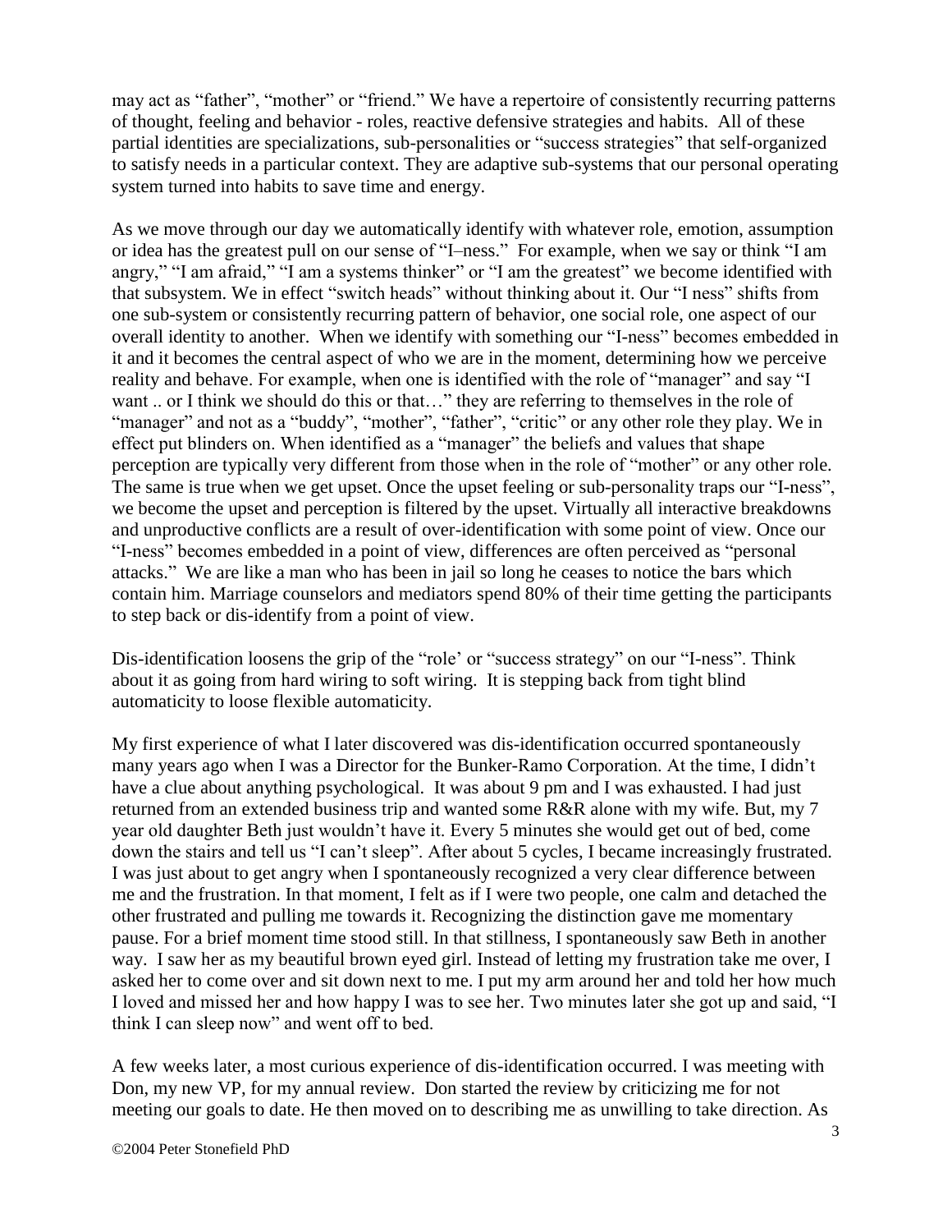may act as "father", "mother" or "friend." We have a repertoire of consistently recurring patterns of thought, feeling and behavior - roles, reactive defensive strategies and habits. All of these partial identities are specializations, sub-personalities or "success strategies" that self-organized to satisfy needs in a particular context. They are adaptive sub-systems that our personal operating system turned into habits to save time and energy.

As we move through our day we automatically identify with whatever role, emotion, assumption or idea has the greatest pull on our sense of "I–ness." For example, when we say or think "I am angry," "I am afraid," "I am a systems thinker" or "I am the greatest" we become identified with that subsystem. We in effect "switch heads" without thinking about it. Our "I ness" shifts from one sub-system or consistently recurring pattern of behavior, one social role, one aspect of our overall identity to another. When we identify with something our "I-ness" becomes embedded in it and it becomes the central aspect of who we are in the moment, determining how we perceive reality and behave. For example, when one is identified with the role of "manager" and say "I want .. or I think we should do this or that…" they are referring to themselves in the role of "manager" and not as a "buddy", "mother", "father", "critic" or any other role they play. We in effect put blinders on. When identified as a "manager" the beliefs and values that shape perception are typically very different from those when in the role of "mother" or any other role. The same is true when we get upset. Once the upset feeling or sub-personality traps our "I-ness", we become the upset and perception is filtered by the upset. Virtually all interactive breakdowns and unproductive conflicts are a result of over-identification with some point of view. Once our "I-ness" becomes embedded in a point of view, differences are often perceived as "personal attacks." We are like a man who has been in jail so long he ceases to notice the bars which contain him. Marriage counselors and mediators spend 80% of their time getting the participants to step back or dis-identify from a point of view.

Dis-identification loosens the grip of the "role' or "success strategy" on our "I-ness". Think about it as going from hard wiring to soft wiring. It is stepping back from tight blind automaticity to loose flexible automaticity.

My first experience of what I later discovered was dis-identification occurred spontaneously many years ago when I was a Director for the Bunker-Ramo Corporation. At the time, I didn't have a clue about anything psychological. It was about 9 pm and I was exhausted. I had just returned from an extended business trip and wanted some R&R alone with my wife. But, my 7 year old daughter Beth just wouldn't have it. Every 5 minutes she would get out of bed, come down the stairs and tell us "I can't sleep". After about 5 cycles, I became increasingly frustrated. I was just about to get angry when I spontaneously recognized a very clear difference between me and the frustration. In that moment, I felt as if I were two people, one calm and detached the other frustrated and pulling me towards it. Recognizing the distinction gave me momentary pause. For a brief moment time stood still. In that stillness, I spontaneously saw Beth in another way. I saw her as my beautiful brown eyed girl. Instead of letting my frustration take me over, I asked her to come over and sit down next to me. I put my arm around her and told her how much I loved and missed her and how happy I was to see her. Two minutes later she got up and said, "I think I can sleep now" and went off to bed.

A few weeks later, a most curious experience of dis-identification occurred. I was meeting with Don, my new VP, for my annual review. Don started the review by criticizing me for not meeting our goals to date. He then moved on to describing me as unwilling to take direction. As

©2004 Peter Stonefield PhD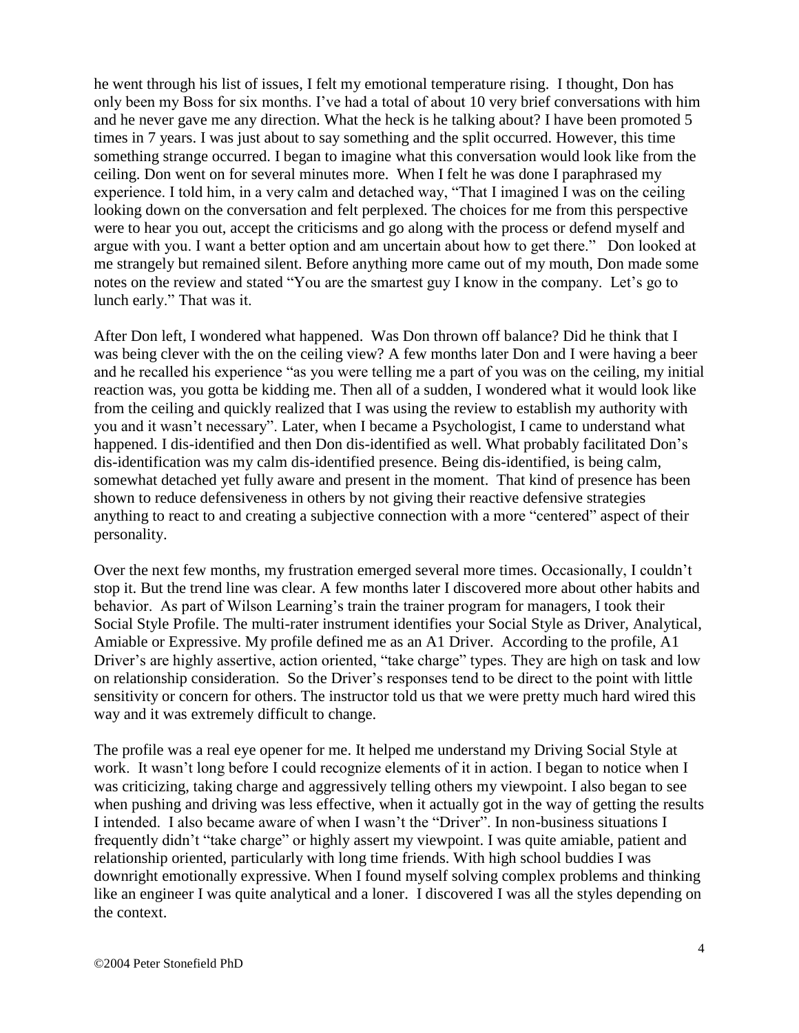he went through his list of issues, I felt my emotional temperature rising. I thought, Don has only been my Boss for six months. I've had a total of about 10 very brief conversations with him and he never gave me any direction. What the heck is he talking about? I have been promoted 5 times in 7 years. I was just about to say something and the split occurred. However, this time something strange occurred. I began to imagine what this conversation would look like from the ceiling. Don went on for several minutes more. When I felt he was done I paraphrased my experience. I told him, in a very calm and detached way, "That I imagined I was on the ceiling looking down on the conversation and felt perplexed. The choices for me from this perspective were to hear you out, accept the criticisms and go along with the process or defend myself and argue with you. I want a better option and am uncertain about how to get there." Don looked at me strangely but remained silent. Before anything more came out of my mouth, Don made some notes on the review and stated "You are the smartest guy I know in the company. Let's go to lunch early." That was it.

After Don left, I wondered what happened. Was Don thrown off balance? Did he think that I was being clever with the on the ceiling view? A few months later Don and I were having a beer and he recalled his experience "as you were telling me a part of you was on the ceiling, my initial reaction was, you gotta be kidding me. Then all of a sudden, I wondered what it would look like from the ceiling and quickly realized that I was using the review to establish my authority with you and it wasn't necessary". Later, when I became a Psychologist, I came to understand what happened. I dis-identified and then Don dis-identified as well. What probably facilitated Don's dis-identification was my calm dis-identified presence. Being dis-identified, is being calm, somewhat detached yet fully aware and present in the moment. That kind of presence has been shown to reduce defensiveness in others by not giving their reactive defensive strategies anything to react to and creating a subjective connection with a more "centered" aspect of their personality.

Over the next few months, my frustration emerged several more times. Occasionally, I couldn't stop it. But the trend line was clear. A few months later I discovered more about other habits and behavior. As part of Wilson Learning's train the trainer program for managers, I took their Social Style Profile. The multi-rater instrument identifies your Social Style as Driver, Analytical, Amiable or Expressive. My profile defined me as an A1 Driver. According to the profile, A1 Driver's are highly assertive, action oriented, "take charge" types. They are high on task and low on relationship consideration. So the Driver's responses tend to be direct to the point with little sensitivity or concern for others. The instructor told us that we were pretty much hard wired this way and it was extremely difficult to change.

The profile was a real eye opener for me. It helped me understand my Driving Social Style at work. It wasn't long before I could recognize elements of it in action. I began to notice when I was criticizing, taking charge and aggressively telling others my viewpoint. I also began to see when pushing and driving was less effective, when it actually got in the way of getting the results I intended. I also became aware of when I wasn't the "Driver". In non-business situations I frequently didn't "take charge" or highly assert my viewpoint. I was quite amiable, patient and relationship oriented, particularly with long time friends. With high school buddies I was downright emotionally expressive. When I found myself solving complex problems and thinking like an engineer I was quite analytical and a loner. I discovered I was all the styles depending on the context.

©2004 Peter Stonefield PhD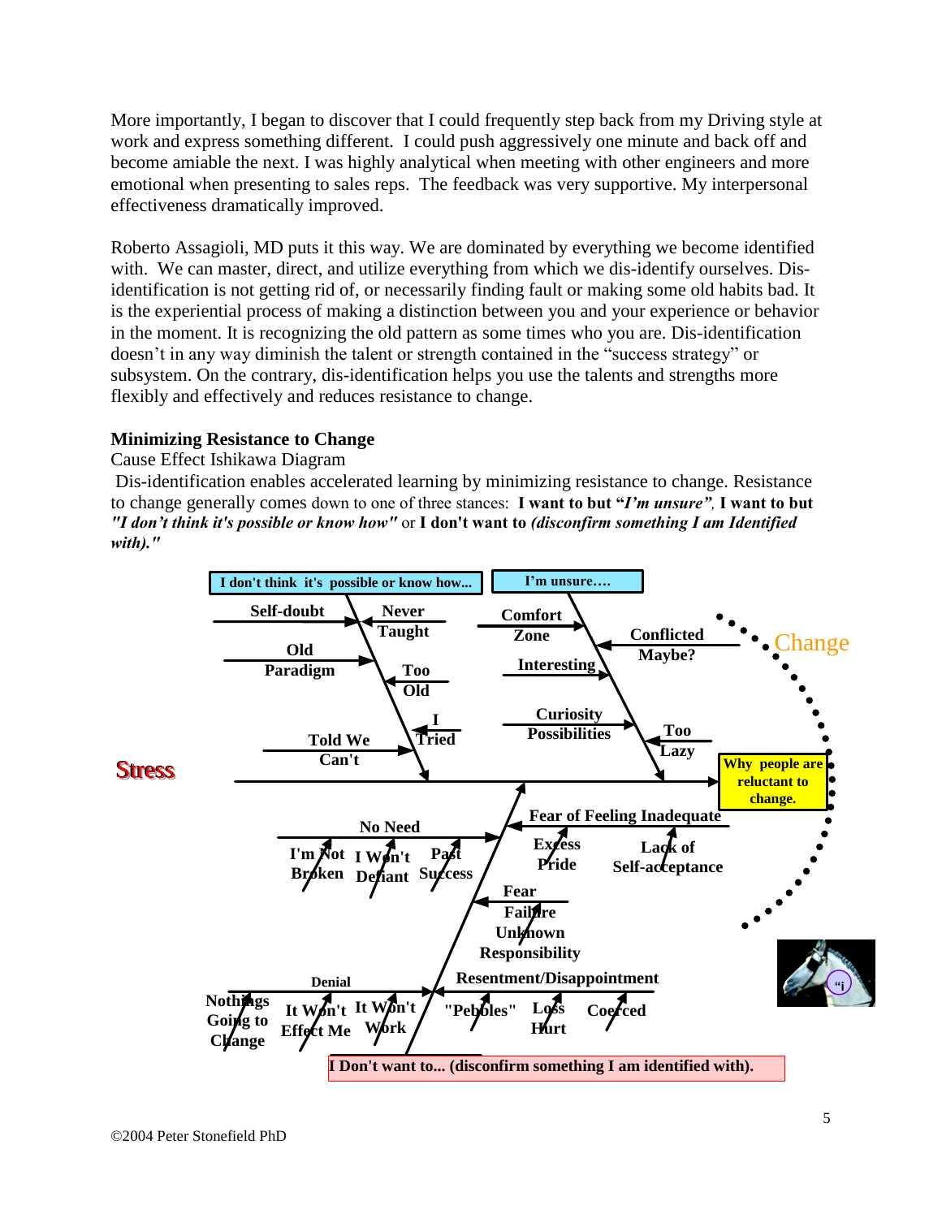More importantly, I began to discover that I could frequently step back from my Driving style at work and express something different. I could push aggressively one minute and back off and become amiable the next. I was highly analytical when meeting with other engineers and more emotional when presenting to sales reps. The feedback was very supportive. My interpersonal effectiveness dramatically improved.

Roberto Assagioli, MD puts it this way. We are dominated by everything we become identified with. We can master, direct, and utilize everything from which we dis-identify ourselves. Dis-identification is not getting rid of, or necessarily finding fault or making some old habits bad. It is the experiential process of making a distinction between you and your experience or behavior in the moment. It is recognizing the old pattern as some times who you are. Dis-identification doesn't in any way diminish the talent or strength contained in the "success strategy" or subsystem. On the contrary, dis-identification helps you use the talents and strengths more flexibly and effectively and reduces resistance to change.

**Minimizing Resistance to Change**

Cause Effect Ishikawa Diagram

Dis-identification enables accelerated learning by minimizing resistance to change. Resistance to change generally comes down to one of three stances: **I want to but "*I'm unsure*", I want to but *"I don't think it's possible or know how"*** or **I don't want to *(disconfirm something I am Identified with)."***

I don't think it's possible or know how...

Self-doubt

Never Taught

Old Paradigm

Too Old

I Tried

Told We Can't

I'm unsure….

Comfort Zone

Conflicted Maybe?

Interesting

Curiosity Possibilities

Too Lazy

Change

Stress

Why people are reluctant to change.

No Need

I'm Not Broken

I Won't Defiant

Past Success

Fear of Feeling Inadequate

Excess Pride

Lack of Self-acceptance

Fear Failure Unknown Responsibility

Denial

Nothings Going to Change

It Won't Effect Me

It Won't Work

Resentment/Disappointment

"Pebbles"

Loss Hurt

Coerced

"i

I Don't want to... (disconfirm something I am identified with).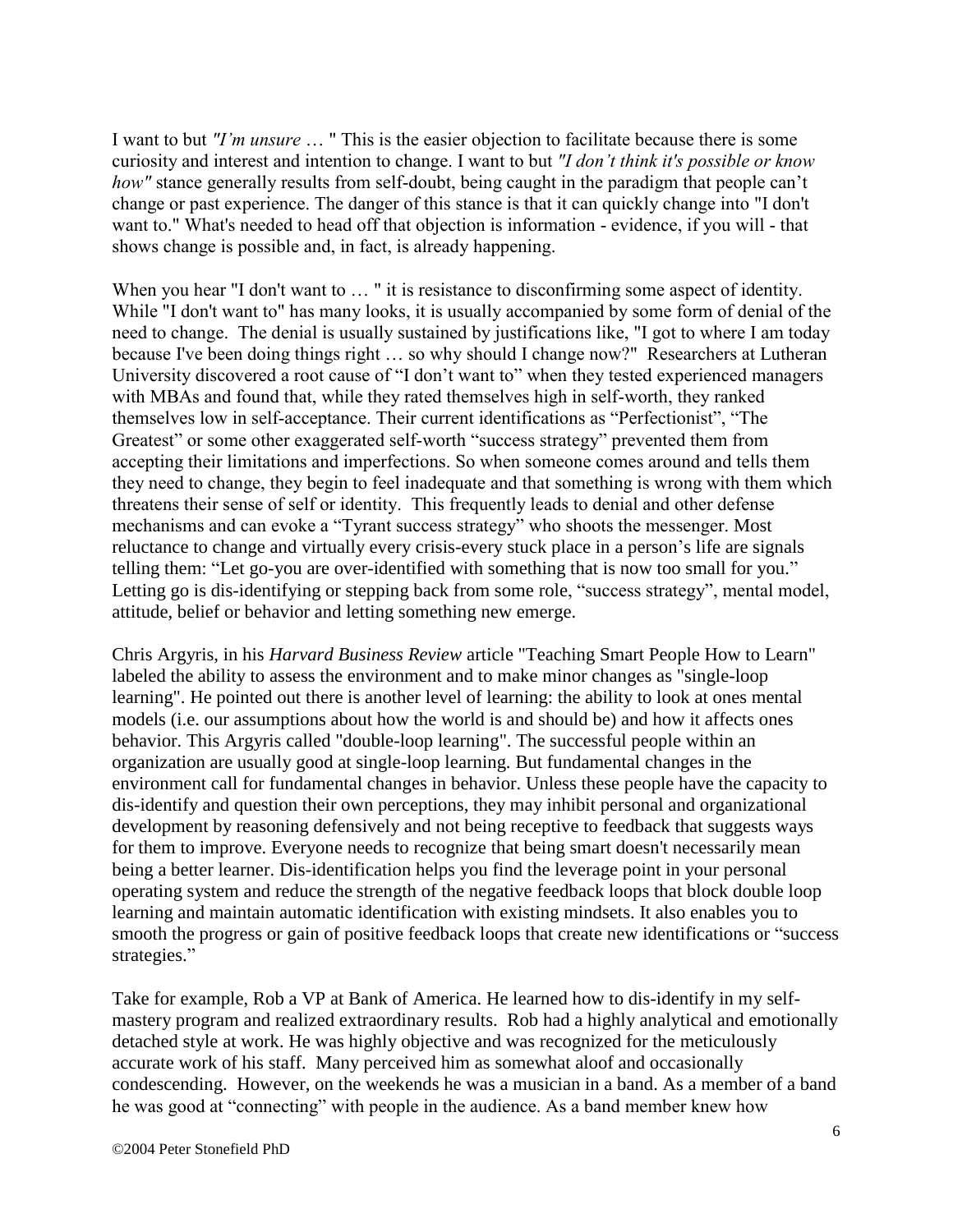I want to but *"I'm unsure* … " This is the easier objection to facilitate because there is some curiosity and interest and intention to change. I want to but *"I don't think it's possible or know how"* stance generally results from self-doubt, being caught in the paradigm that people can't change or past experience. The danger of this stance is that it can quickly change into "I don't want to." What's needed to head off that objection is information - evidence, if you will - that shows change is possible and, in fact, is already happening.

When you hear "I don't want to … " it is resistance to disconfirming some aspect of identity. While "I don't want to" has many looks, it is usually accompanied by some form of denial of the need to change. The denial is usually sustained by justifications like, "I got to where I am today because I've been doing things right … so why should I change now?" Researchers at Lutheran University discovered a root cause of "I don't want to" when they tested experienced managers with MBAs and found that, while they rated themselves high in self-worth, they ranked themselves low in self-acceptance. Their current identifications as "Perfectionist", "The Greatest" or some other exaggerated self-worth "success strategy" prevented them from accepting their limitations and imperfections. So when someone comes around and tells them they need to change, they begin to feel inadequate and that something is wrong with them which threatens their sense of self or identity. This frequently leads to denial and other defense mechanisms and can evoke a "Tyrant success strategy" who shoots the messenger. Most reluctance to change and virtually every crisis-every stuck place in a person's life are signals telling them: "Let go-you are over-identified with something that is now too small for you." Letting go is dis-identifying or stepping back from some role, "success strategy", mental model, attitude, belief or behavior and letting something new emerge.

Chris Argyris, in his *Harvard Business Review* article "Teaching Smart People How to Learn" labeled the ability to assess the environment and to make minor changes as "single-loop learning". He pointed out there is another level of learning: the ability to look at ones mental models (i.e. our assumptions about how the world is and should be) and how it affects ones behavior. This Argyris called "double-loop learning". The successful people within an organization are usually good at single-loop learning. But fundamental changes in the environment call for fundamental changes in behavior. Unless these people have the capacity to dis-identify and question their own perceptions, they may inhibit personal and organizational development by reasoning defensively and not being receptive to feedback that suggests ways for them to improve. Everyone needs to recognize that being smart doesn't necessarily mean being a better learner. Dis-identification helps you find the leverage point in your personal operating system and reduce the strength of the negative feedback loops that block double loop learning and maintain automatic identification with existing mindsets. It also enables you to smooth the progress or gain of positive feedback loops that create new identifications or "success strategies."

Take for example, Rob a VP at Bank of America. He learned how to dis-identify in my self-mastery program and realized extraordinary results. Rob had a highly analytical and emotionally detached style at work. He was highly objective and was recognized for the meticulously accurate work of his staff. Many perceived him as somewhat aloof and occasionally condescending. However, on the weekends he was a musician in a band. As a member of a band he was good at "connecting" with people in the audience. As a band member knew how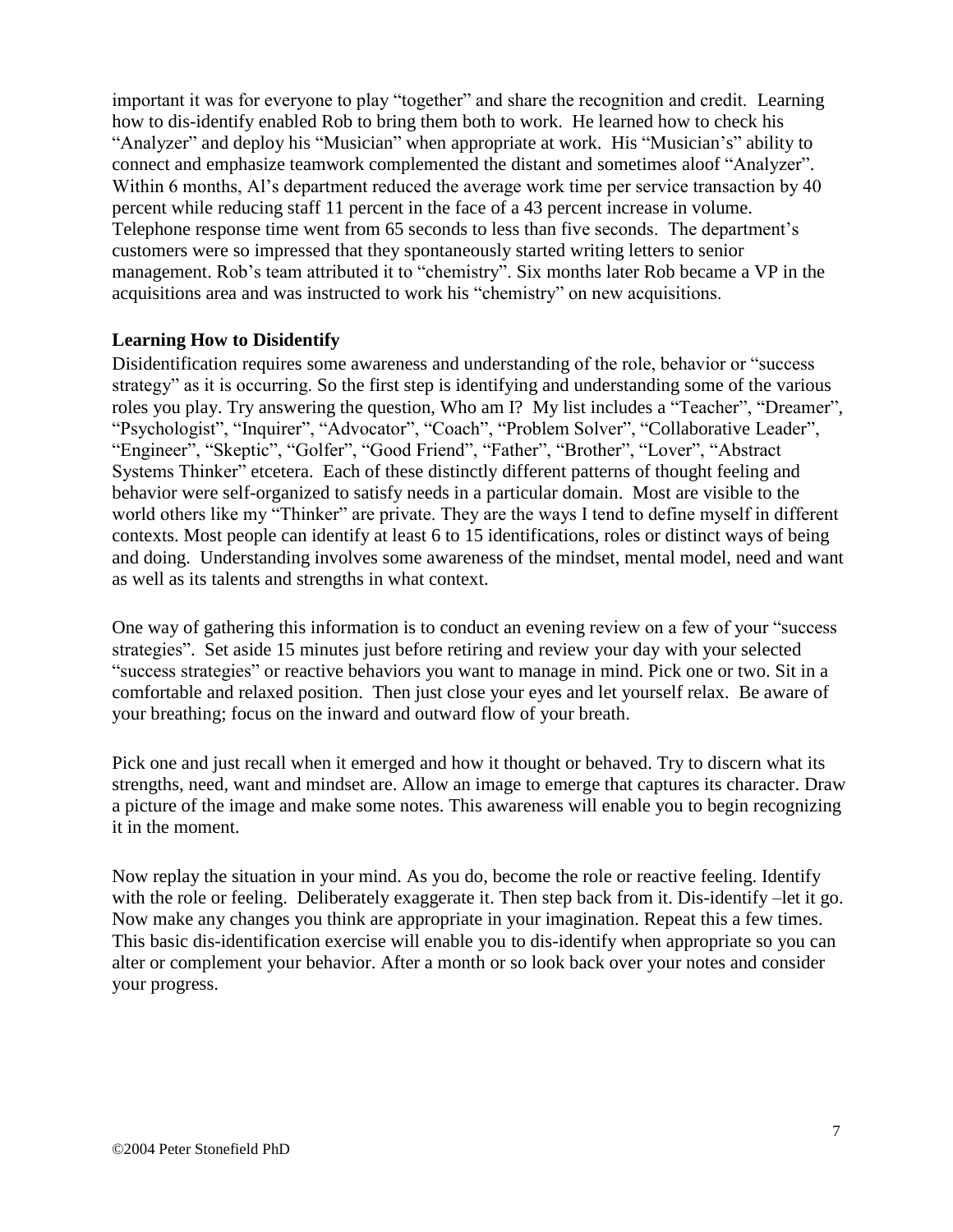important it was for everyone to play "together" and share the recognition and credit. Learning how to dis-identify enabled Rob to bring them both to work. He learned how to check his "Analyzer" and deploy his "Musician" when appropriate at work. His "Musician's" ability to connect and emphasize teamwork complemented the distant and sometimes aloof "Analyzer". Within 6 months, Al's department reduced the average work time per service transaction by 40 percent while reducing staff 11 percent in the face of a 43 percent increase in volume. Telephone response time went from 65 seconds to less than five seconds. The department's customers were so impressed that they spontaneously started writing letters to senior management. Rob's team attributed it to "chemistry". Six months later Rob became a VP in the acquisitions area and was instructed to work his "chemistry" on new acquisitions.

**Learning How to Disidentify**

Disidentification requires some awareness and understanding of the role, behavior or "success strategy" as it is occurring. So the first step is identifying and understanding some of the various roles you play. Try answering the question, Who am I? My list includes a "Teacher", "Dreamer", "Psychologist", "Inquirer", "Advocator", "Coach", "Problem Solver", "Collaborative Leader", "Engineer", "Skeptic", "Golfer", "Good Friend", "Father", "Brother", "Lover", "Abstract Systems Thinker" etcetera. Each of these distinctly different patterns of thought feeling and behavior were self-organized to satisfy needs in a particular domain. Most are visible to the world others like my "Thinker" are private. They are the ways I tend to define myself in different contexts. Most people can identify at least 6 to 15 identifications, roles or distinct ways of being and doing. Understanding involves some awareness of the mindset, mental model, need and want as well as its talents and strengths in what context.

One way of gathering this information is to conduct an evening review on a few of your "success strategies". Set aside 15 minutes just before retiring and review your day with your selected "success strategies" or reactive behaviors you want to manage in mind. Pick one or two. Sit in a comfortable and relaxed position. Then just close your eyes and let yourself relax. Be aware of your breathing; focus on the inward and outward flow of your breath.

Pick one and just recall when it emerged and how it thought or behaved. Try to discern what its strengths, need, want and mindset are. Allow an image to emerge that captures its character. Draw a picture of the image and make some notes. This awareness will enable you to begin recognizing it in the moment.

Now replay the situation in your mind. As you do, become the role or reactive feeling. Identify with the role or feeling. Deliberately exaggerate it. Then step back from it. Dis-identify –let it go. Now make any changes you think are appropriate in your imagination. Repeat this a few times. This basic dis-identification exercise will enable you to dis-identify when appropriate so you can alter or complement your behavior. After a month or so look back over your notes and consider your progress.

©2004 Peter Stonefield PhD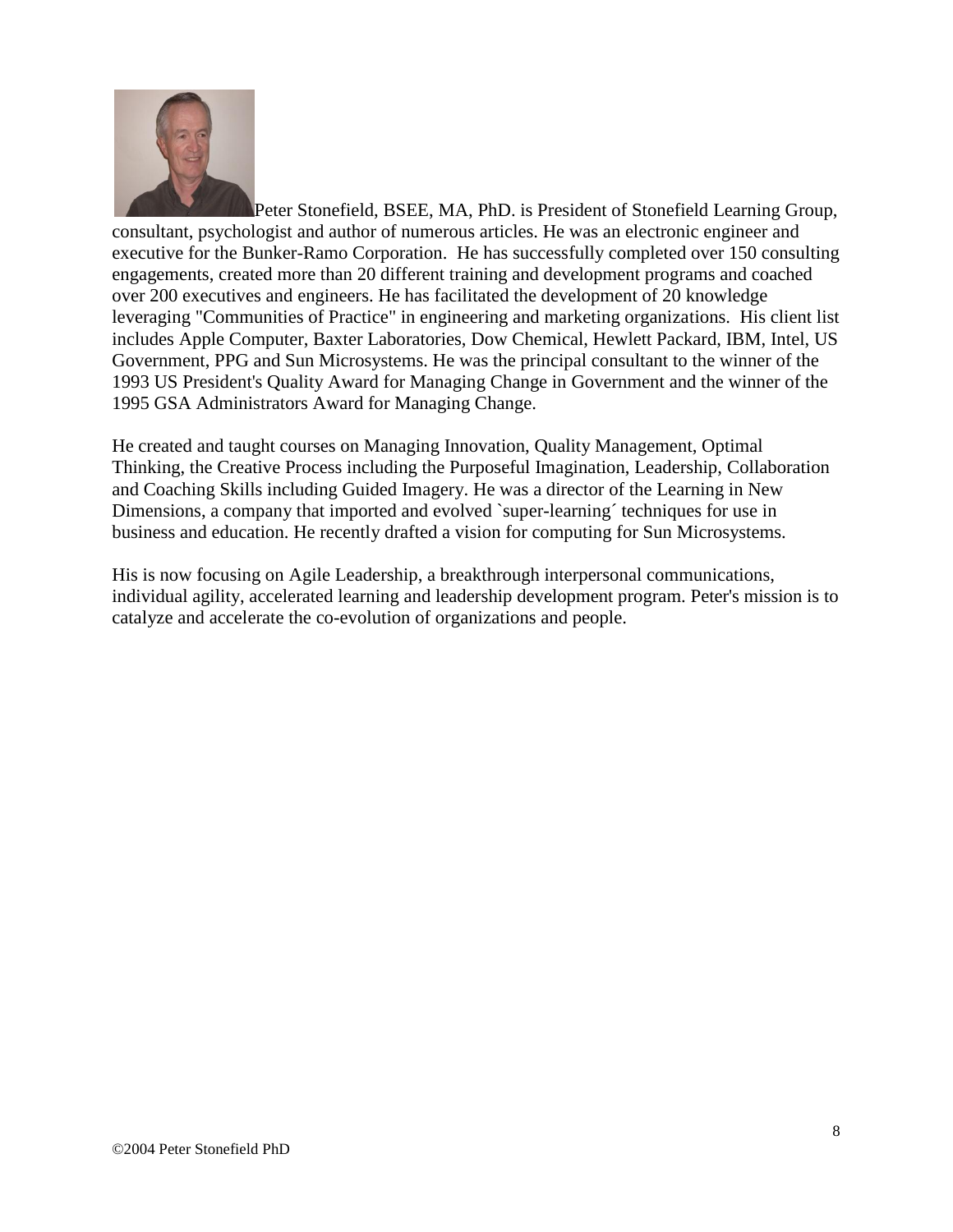Peter Stonefield, BSEE, MA, PhD. is President of Stonefield Learning Group, consultant, psychologist and author of numerous articles. He was an electronic engineer and executive for the Bunker-Ramo Corporation. He has successfully completed over 150 consulting engagements, created more than 20 different training and development programs and coached over 200 executives and engineers. He has facilitated the development of 20 knowledge leveraging "Communities of Practice" in engineering and marketing organizations. His client list includes Apple Computer, Baxter Laboratories, Dow Chemical, Hewlett Packard, IBM, Intel, US Government, PPG and Sun Microsystems. He was the principal consultant to the winner of the 1993 US President's Quality Award for Managing Change in Government and the winner of the 1995 GSA Administrators Award for Managing Change.

He created and taught courses on Managing Innovation, Quality Management, Optimal Thinking, the Creative Process including the Purposeful Imagination, Leadership, Collaboration and Coaching Skills including Guided Imagery. He was a director of the Learning in New Dimensions, a company that imported and evolved `super-learning´ techniques for use in business and education. He recently drafted a vision for computing for Sun Microsystems.

His is now focusing on Agile Leadership, a breakthrough interpersonal communications, individual agility, accelerated learning and leadership development program. Peter's mission is to catalyze and accelerate the co-evolution of organizations and people.

©2004 Peter Stonefield PhD